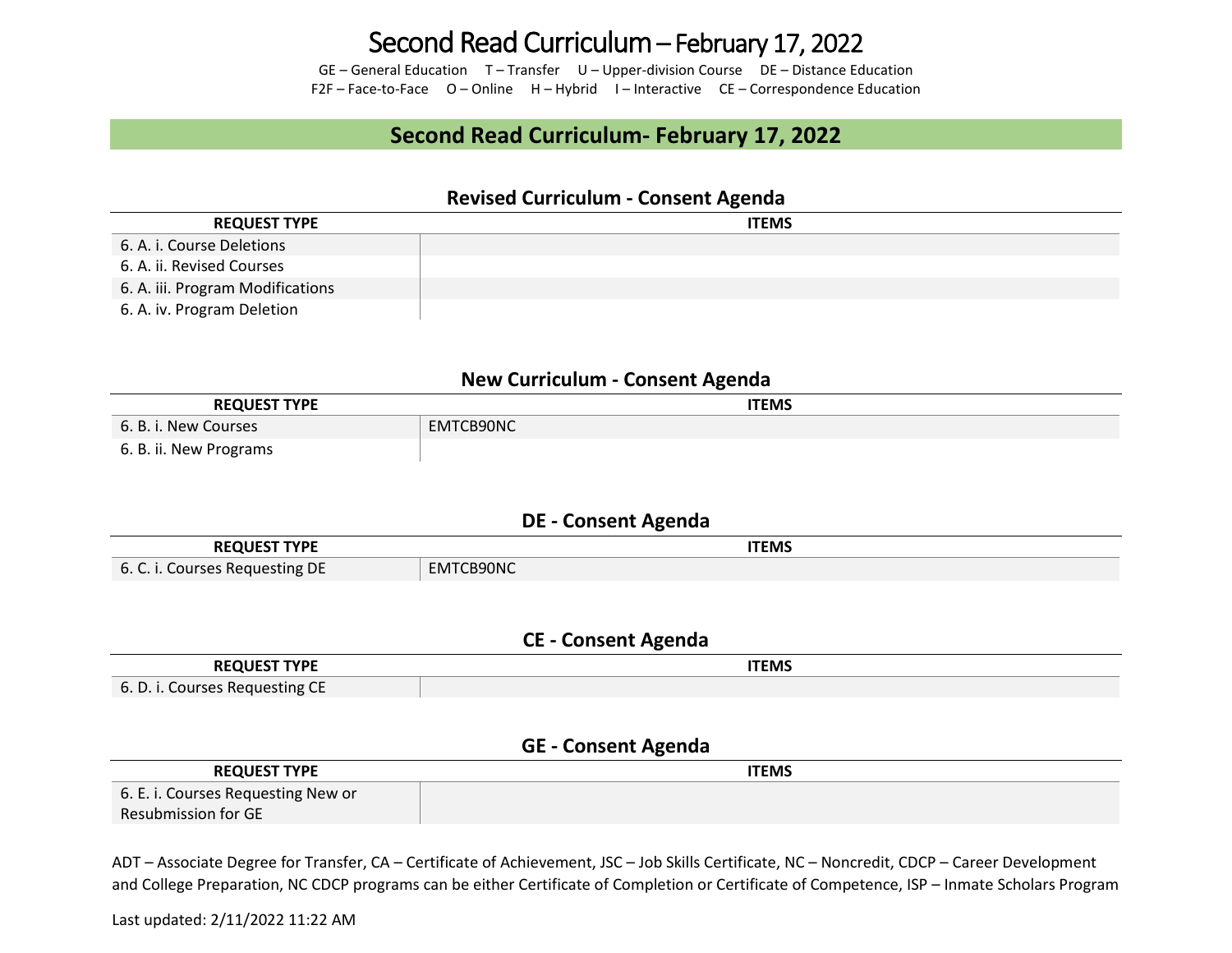# Second Read Curriculum – February 17, 2022

GE – General Education  T – Transfer  U – Upper-division Course  DE – Distance Education
F2F – Face-to-Face  O – Online  H – Hybrid  I – Interactive  CE – Correspondence Education

## Second Read Curriculum- February 17, 2022

### Revised Curriculum - Consent Agenda

| REQUEST TYPE | ITEMS |
|---|---|
| 6. A. i. Course Deletions | |
| 6. A. ii. Revised Courses | |
| 6. A. iii. Program Modifications | |
| 6. A. iv. Program Deletion | |

### New Curriculum - Consent Agenda

| REQUEST TYPE | ITEMS |
|---|---|
| 6. B. i. New Courses | EMTCB90NC |
| 6. B. ii. New Programs | |

### DE - Consent Agenda

| REQUEST TYPE | ITEMS |
|---|---|
| 6. C. i. Courses Requesting DE | EMTCB90NC |

### CE - Consent Agenda

| REQUEST TYPE | ITEMS |
|---|---|
| 6. D. i. Courses Requesting CE | |

### GE - Consent Agenda

| REQUEST TYPE | ITEMS |
|---|---|
| 6. E. i. Courses Requesting New or Resubmission for GE | |

ADT – Associate Degree for Transfer, CA – Certificate of Achievement, JSC – Job Skills Certificate, NC – Noncredit, CDCP – Career Development and College Preparation, NC CDCP programs can be either Certificate of Completion or Certificate of Competence, ISP – Inmate Scholars Program

Last updated: 2/11/2022 11:22 AM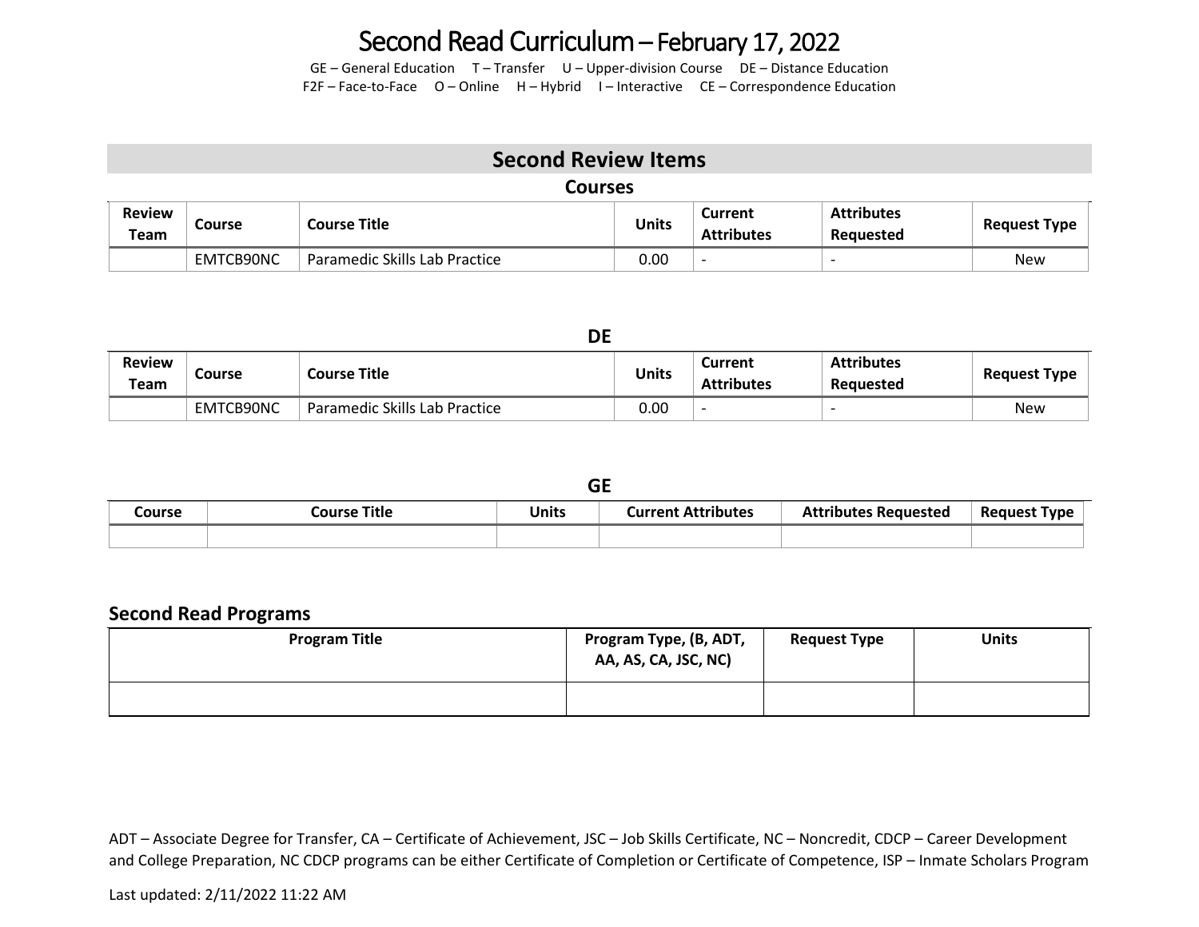# Second Read Curriculum – February 17, 2022

GE – General Education T – Transfer U – Upper-division Course DE – Distance Education
F2F – Face-to-Face O – Online H – Hybrid I – Interactive CE – Correspondence Education

## Second Review Items

### Courses

| Review Team | Course | Course Title | Units | Current Attributes | Attributes Requested | Request Type |
|---|---|---|---|---|---|---|
| | EMTCB90NC | Paramedic Skills Lab Practice | 0.00 | - | - | New |

### DE

| Review Team | Course | Course Title | Units | Current Attributes | Attributes Requested | Request Type |
|---|---|---|---|---|---|---|
| | EMTCB90NC | Paramedic Skills Lab Practice | 0.00 | - | - | New |

### GE

| Course | Course Title | Units | Current Attributes | Attributes Requested | Request Type |
|---|---|---|---|---|---|
| | | | | | |

### Second Read Programs

| Program Title | Program Type, (B, ADT, AA, AS, CA, JSC, NC) | Request Type | Units |
|---|---|---|---|
| | | | |

ADT – Associate Degree for Transfer, CA – Certificate of Achievement, JSC – Job Skills Certificate, NC – Noncredit, CDCP – Career Development and College Preparation, NC CDCP programs can be either Certificate of Completion or Certificate of Competence, ISP – Inmate Scholars Program

Last updated: 2/11/2022 11:22 AM